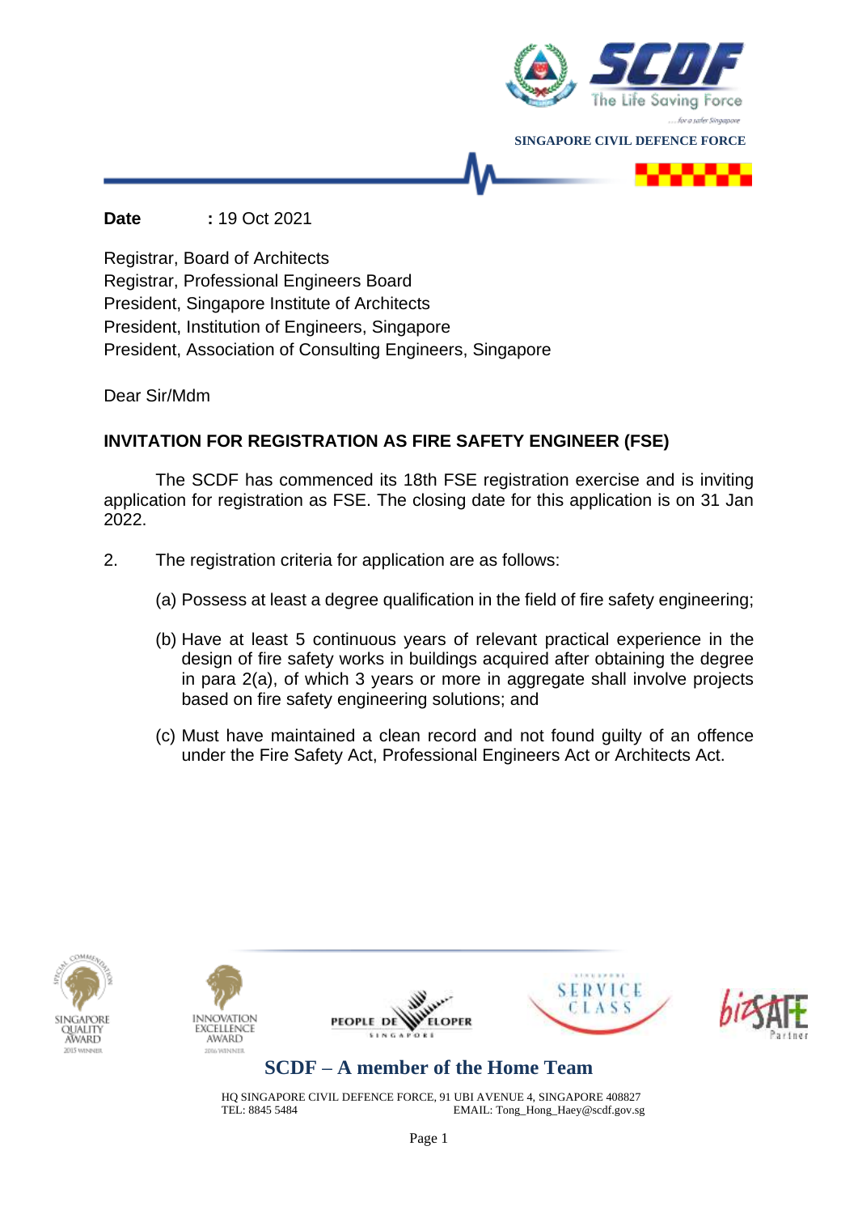SINGAPORE CIVIL DEFENCE FORCE

**Date** : 19 Oct 2021

Registrar, Board of Architects
Registrar, Professional Engineers Board
President, Singapore Institute of Architects
President, Institution of Engineers, Singapore
President, Association of Consulting Engineers, Singapore

Dear Sir/Mdm

**INVITATION FOR REGISTRATION AS FIRE SAFETY ENGINEER (FSE)**

The SCDF has commenced its 18th FSE registration exercise and is inviting application for registration as FSE. The closing date for this application is on 31 Jan 2022.

2. The registration criteria for application are as follows:

(a) Possess at least a degree qualification in the field of fire safety engineering;

(b) Have at least 5 continuous years of relevant practical experience in the design of fire safety works in buildings acquired after obtaining the degree in para 2(a), of which 3 years or more in aggregate shall involve projects based on fire safety engineering solutions; and

(c) Must have maintained a clean record and not found guilty of an offence under the Fire Safety Act, Professional Engineers Act or Architects Act.

**SCDF – A member of the Home Team**

HQ SINGAPORE CIVIL DEFENCE FORCE, 91 UBI AVENUE 4, SINGAPORE 408827
TEL: 8845 5484 EMAIL: Tong_Hong_Haey@scdf.gov.sg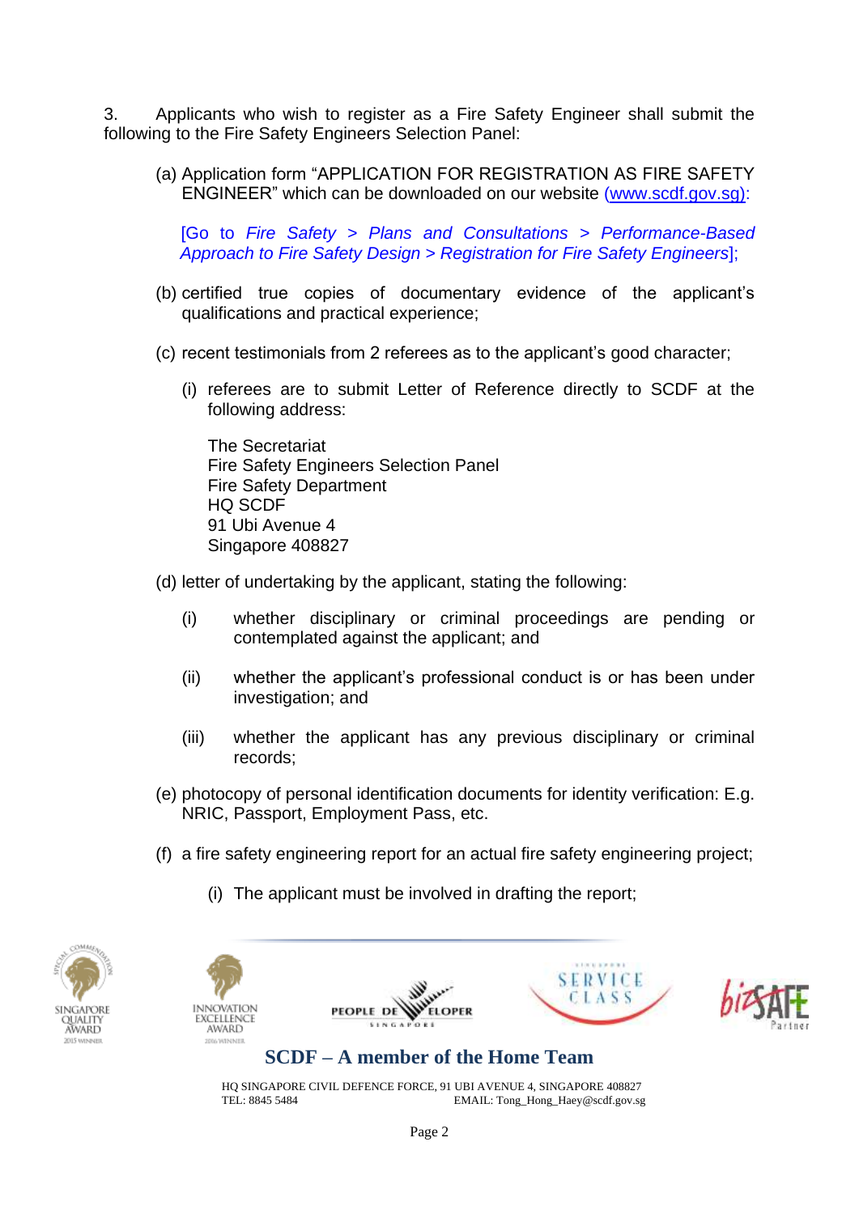3. Applicants who wish to register as a Fire Safety Engineer shall submit the following to the Fire Safety Engineers Selection Panel:

(a) Application form "APPLICATION FOR REGISTRATION AS FIRE SAFETY ENGINEER" which can be downloaded on our website (www.scdf.gov.sg):

[Go to *Fire Safety* > *Plans and Consultations* > *Performance-Based Approach to Fire Safety Design* > *Registration for Fire Safety Engineers*];

(b) certified true copies of documentary evidence of the applicant's qualifications and practical experience;

(c) recent testimonials from 2 referees as to the applicant's good character;

(i) referees are to submit Letter of Reference directly to SCDF at the following address:

The Secretariat  
Fire Safety Engineers Selection Panel  
Fire Safety Department  
HQ SCDF  
91 Ubi Avenue 4  
Singapore 408827

(d) letter of undertaking by the applicant, stating the following:

(i) whether disciplinary or criminal proceedings are pending or contemplated against the applicant; and

(ii) whether the applicant's professional conduct is or has been under investigation; and

(iii) whether the applicant has any previous disciplinary or criminal records;

(e) photocopy of personal identification documents for identity verification: E.g. NRIC, Passport, Employment Pass, etc.

(f) a fire safety engineering report for an actual fire safety engineering project;

(i) The applicant must be involved in drafting the report;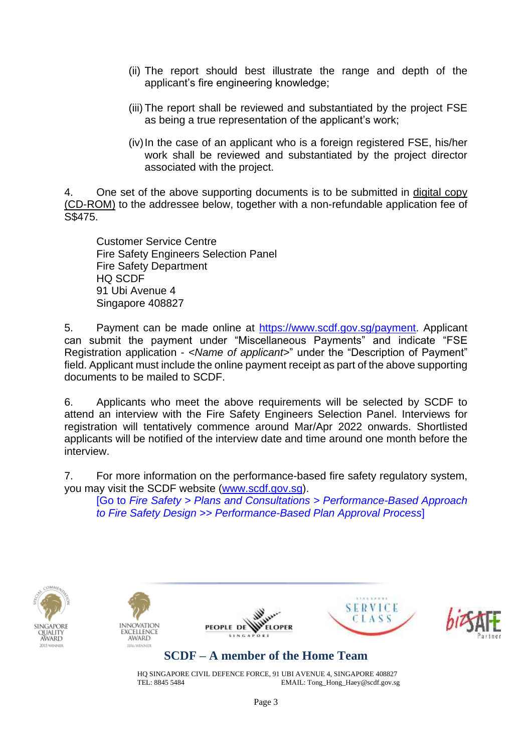(ii) The report should best illustrate the range and depth of the applicant's fire engineering knowledge;

(iii) The report shall be reviewed and substantiated by the project FSE as being a true representation of the applicant's work;

(iv) In the case of an applicant who is a foreign registered FSE, his/her work shall be reviewed and substantiated by the project director associated with the project.

4. One set of the above supporting documents is to be submitted in digital copy (CD-ROM) to the addressee below, together with a non-refundable application fee of S$475.

Customer Service Centre
Fire Safety Engineers Selection Panel
Fire Safety Department
HQ SCDF
91 Ubi Avenue 4
Singapore 408827

5. Payment can be made online at https://www.scdf.gov.sg/payment. Applicant can submit the payment under "Miscellaneous Payments" and indicate "FSE Registration application - <*Name of applicant*>" under the "Description of Payment" field. Applicant must include the online payment receipt as part of the above supporting documents to be mailed to SCDF.

6. Applicants who meet the above requirements will be selected by SCDF to attend an interview with the Fire Safety Engineers Selection Panel. Interviews for registration will tentatively commence around Mar/Apr 2022 onwards. Shortlisted applicants will be notified of the interview date and time around one month before the interview.

7. For more information on the performance-based fire safety regulatory system, you may visit the SCDF website (www.scdf.gov.sg).
[Go to *Fire Safety > Plans and Consultations > Performance-Based Approach to Fire Safety Design >> Performance-Based Plan Approval Process*]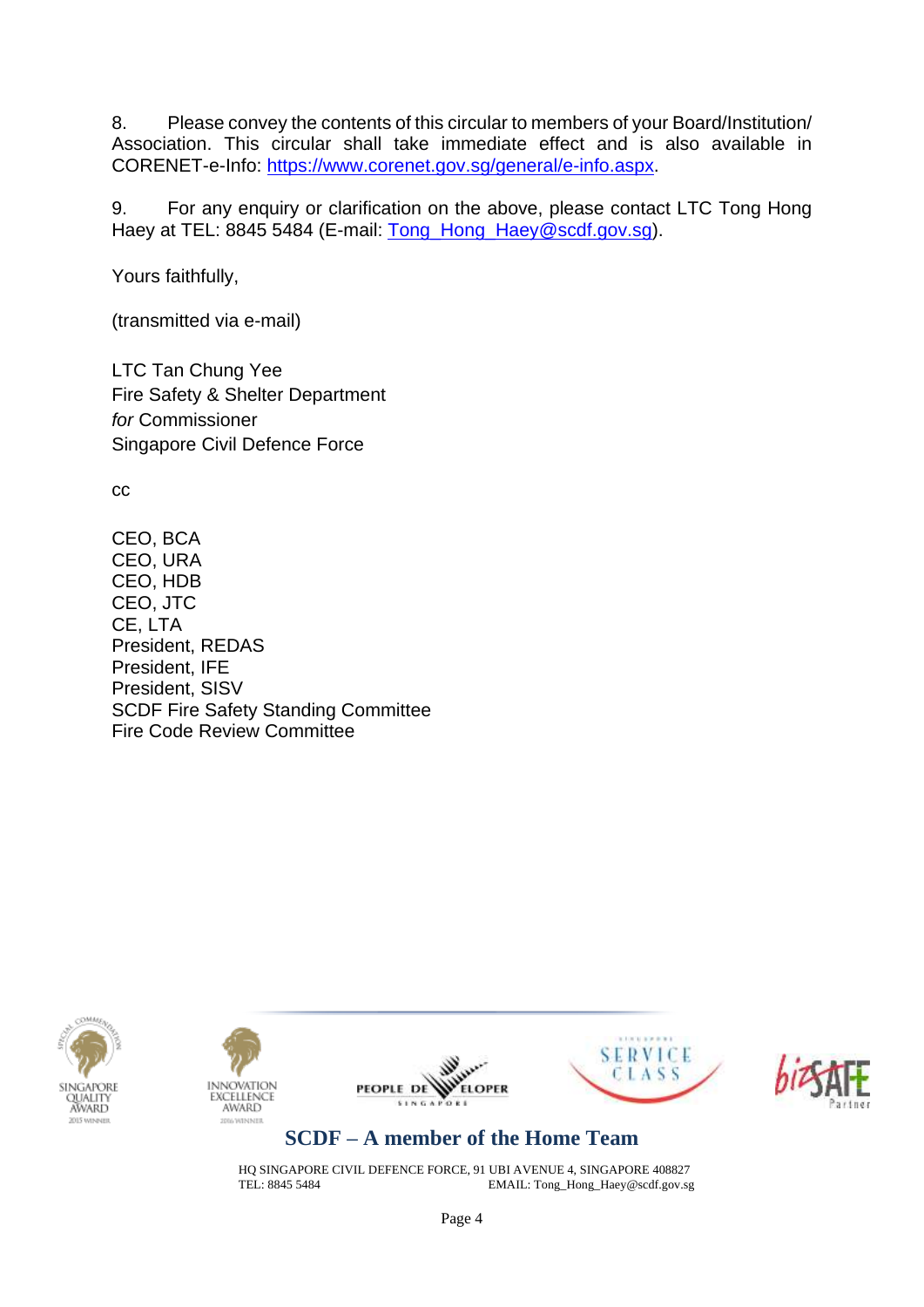8. Please convey the contents of this circular to members of your Board/Institution/ Association. This circular shall take immediate effect and is also available in CORENET-e-Info: [https://www.corenet.gov.sg/general/e-info.aspx](https://www.corenet.gov.sg/general/e-info.aspx).

9. For any enquiry or clarification on the above, please contact LTC Tong Hong Haey at TEL: 8845 5484 (E-mail: [Tong_Hong_Haey@scdf.gov.sg](mailto:Tong_Hong_Haey@scdf.gov.sg)).

Yours faithfully,

(transmitted via e-mail)

LTC Tan Chung Yee
Fire Safety & Shelter Department
*for* Commissioner
Singapore Civil Defence Force

cc

CEO, BCA
CEO, URA
CEO, HDB
CEO, JTC
CE, LTA
President, REDAS
President, IFE
President, SISV
SCDF Fire Safety Standing Committee
Fire Code Review Committee

**SCDF – A member of the Home Team**

HQ SINGAPORE CIVIL DEFENCE FORCE, 91 UBI AVENUE 4, SINGAPORE 408827
TEL: 8845 5484 EMAIL: Tong_Hong_Haey@scdf.gov.sg